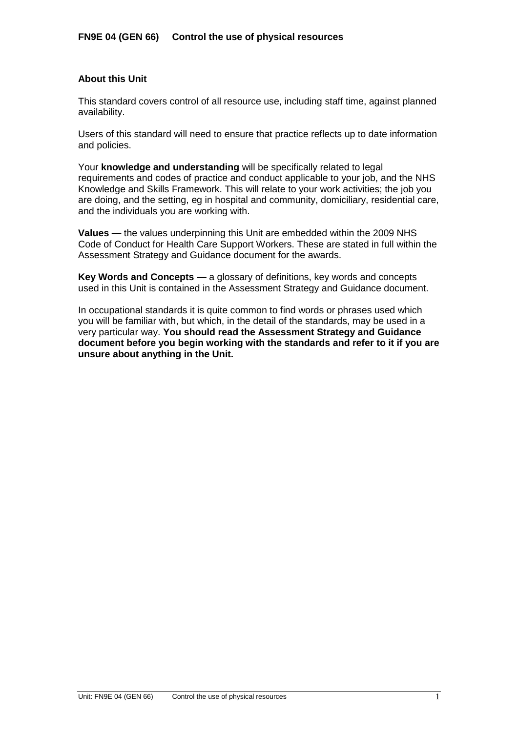# FN9E 04 (GEN 66) Control the use of physical resources

## About this Unit

This standard covers control of all resource use, including staff time, against planned availability.

Users of this standard will need to ensure that practice reflects up to date information and policies.

Your **knowledge and understanding** will be specifically related to legal requirements and codes of practice and conduct applicable to your job, and the NHS Knowledge and Skills Framework. This will relate to your work activities; the job you are doing, and the setting, eg in hospital and community, domiciliary, residential care, and the individuals you are working with.

**Values —** the values underpinning this Unit are embedded within the 2009 NHS Code of Conduct for Health Care Support Workers. These are stated in full within the Assessment Strategy and Guidance document for the awards.

**Key Words and Concepts —** a glossary of definitions, key words and concepts used in this Unit is contained in the Assessment Strategy and Guidance document.

In occupational standards it is quite common to find words or phrases used which you will be familiar with, but which, in the detail of the standards, may be used in a very particular way. **You should read the Assessment Strategy and Guidance document before you begin working with the standards and refer to it if you are unsure about anything in the Unit.**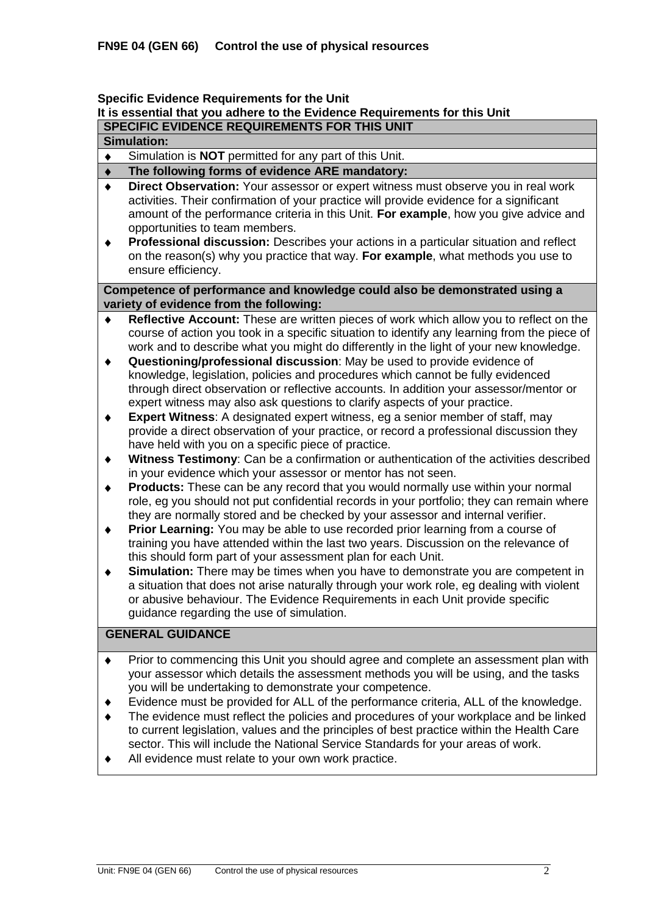**FN9E 04 (GEN 66) Control the use of physical resources**

**Specific Evidence Requirements for the Unit**

**It is essential that you adhere to the Evidence Requirements for this Unit**

**SPECIFIC EVIDENCE REQUIREMENTS FOR THIS UNIT**

**Simulation:**

- Simulation is **NOT** permitted for any part of this Unit.
- **The following forms of evidence ARE mandatory:**
- **Direct Observation:** Your assessor or expert witness must observe you in real work activities. Their confirmation of your practice will provide evidence for a significant amount of the performance criteria in this Unit. **For example**, how you give advice and opportunities to team members.
- **Professional discussion:** Describes your actions in a particular situation and reflect on the reason(s) why you practice that way. **For example**, what methods you use to ensure efficiency.

**Competence of performance and knowledge could also be demonstrated using a variety of evidence from the following:**

- **Reflective Account:** These are written pieces of work which allow you to reflect on the course of action you took in a specific situation to identify any learning from the piece of work and to describe what you might do differently in the light of your new knowledge.
- **Questioning/professional discussion**: May be used to provide evidence of knowledge, legislation, policies and procedures which cannot be fully evidenced through direct observation or reflective accounts. In addition your assessor/mentor or expert witness may also ask questions to clarify aspects of your practice.
- **Expert Witness**: A designated expert witness, eg a senior member of staff, may provide a direct observation of your practice, or record a professional discussion they have held with you on a specific piece of practice.
- **Witness Testimony**: Can be a confirmation or authentication of the activities described in your evidence which your assessor or mentor has not seen.
- **Products:** These can be any record that you would normally use within your normal role, eg you should not put confidential records in your portfolio; they can remain where they are normally stored and be checked by your assessor and internal verifier.
- **Prior Learning:** You may be able to use recorded prior learning from a course of training you have attended within the last two years. Discussion on the relevance of this should form part of your assessment plan for each Unit.
- **Simulation:** There may be times when you have to demonstrate you are competent in a situation that does not arise naturally through your work role, eg dealing with violent or abusive behaviour. The Evidence Requirements in each Unit provide specific guidance regarding the use of simulation.

**GENERAL GUIDANCE**

- Prior to commencing this Unit you should agree and complete an assessment plan with your assessor which details the assessment methods you will be using, and the tasks you will be undertaking to demonstrate your competence.
- Evidence must be provided for ALL of the performance criteria, ALL of the knowledge.
- The evidence must reflect the policies and procedures of your workplace and be linked to current legislation, values and the principles of best practice within the Health Care sector. This will include the National Service Standards for your areas of work.
- All evidence must relate to your own work practice.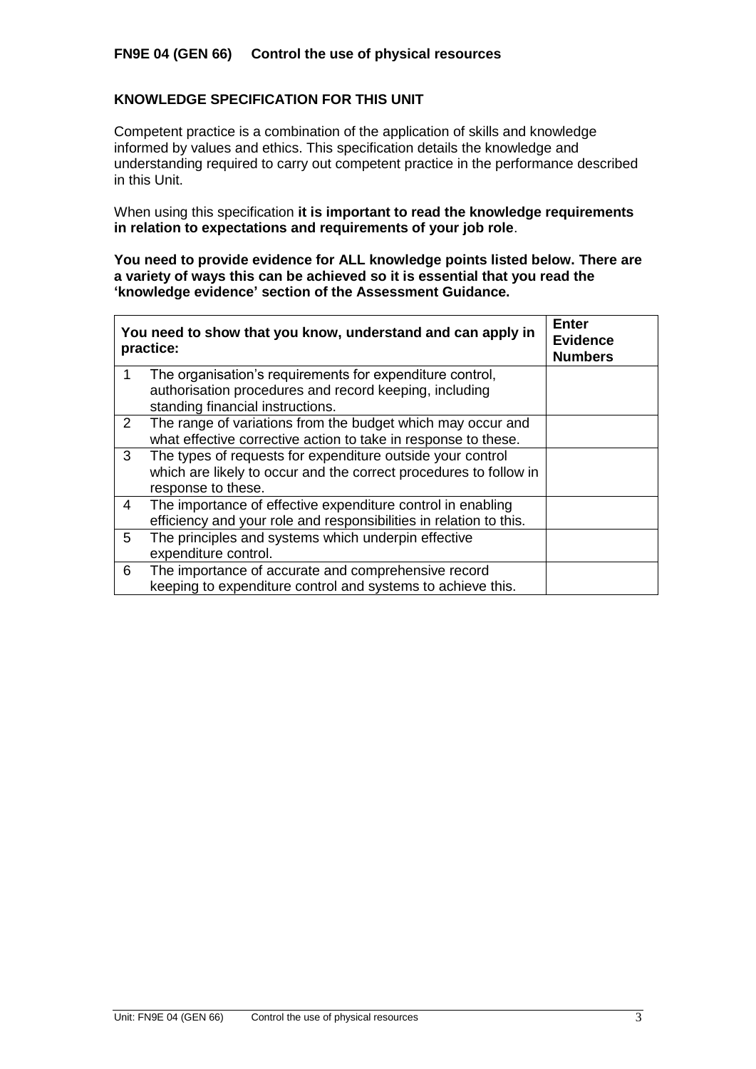**FN9E 04 (GEN 66) Control the use of physical resources**

## KNOWLEDGE SPECIFICATION FOR THIS UNIT

Competent practice is a combination of the application of skills and knowledge informed by values and ethics. This specification details the knowledge and understanding required to carry out competent practice in the performance described in this Unit.

When using this specification **it is important to read the knowledge requirements in relation to expectations and requirements of your job role**.

**You need to provide evidence for ALL knowledge points listed below. There are a variety of ways this can be achieved so it is essential that you read the 'knowledge evidence' section of the Assessment Guidance.**

| | You need to show that you know, understand and can apply in practice: | Enter Evidence Numbers |
|---|---|---|
| 1 | The organisation's requirements for expenditure control, authorisation procedures and record keeping, including standing financial instructions. | |
| 2 | The range of variations from the budget which may occur and what effective corrective action to take in response to these. | |
| 3 | The types of requests for expenditure outside your control which are likely to occur and the correct procedures to follow in response to these. | |
| 4 | The importance of effective expenditure control in enabling efficiency and your role and responsibilities in relation to this. | |
| 5 | The principles and systems which underpin effective expenditure control. | |
| 6 | The importance of accurate and comprehensive record keeping to expenditure control and systems to achieve this. | |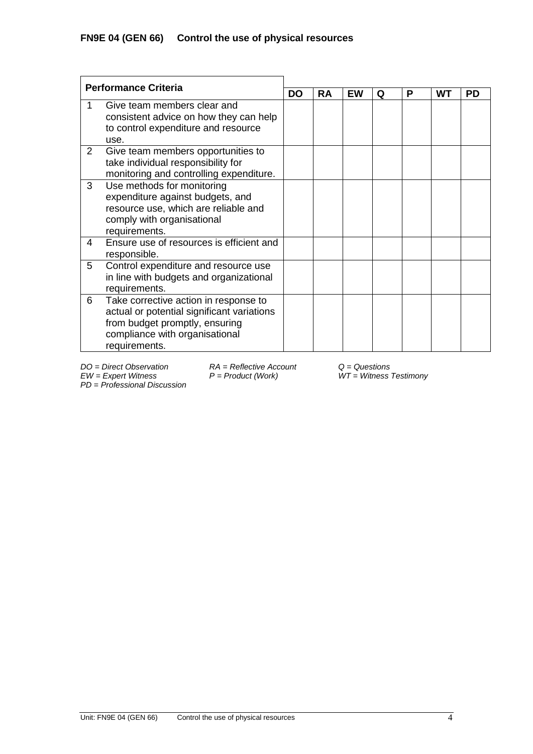## FN9E 04 (GEN 66) Control the use of physical resources

| Performance Criteria | | DO | RA | EW | Q | P | WT | PD |
|---|---|---|---|---|---|---|---|---|
| 1 | Give team members clear and consistent advice on how they can help to control expenditure and resource use. | | | | | | | |
| 2 | Give team members opportunities to take individual responsibility for monitoring and controlling expenditure. | | | | | | | |
| 3 | Use methods for monitoring expenditure against budgets, and resource use, which are reliable and comply with organisational requirements. | | | | | | | |
| 4 | Ensure use of resources is efficient and responsible. | | | | | | | |
| 5 | Control expenditure and resource use in line with budgets and organizational requirements. | | | | | | | |
| 6 | Take corrective action in response to actual or potential significant variations from budget promptly, ensuring compliance with organisational requirements. | | | | | | | |

*DO = Direct Observation* *RA = Reflective Account* *Q = Questions*
*EW = Expert Witness* *P = Product (Work)* *WT = Witness Testimony*
*PD = Professional Discussion*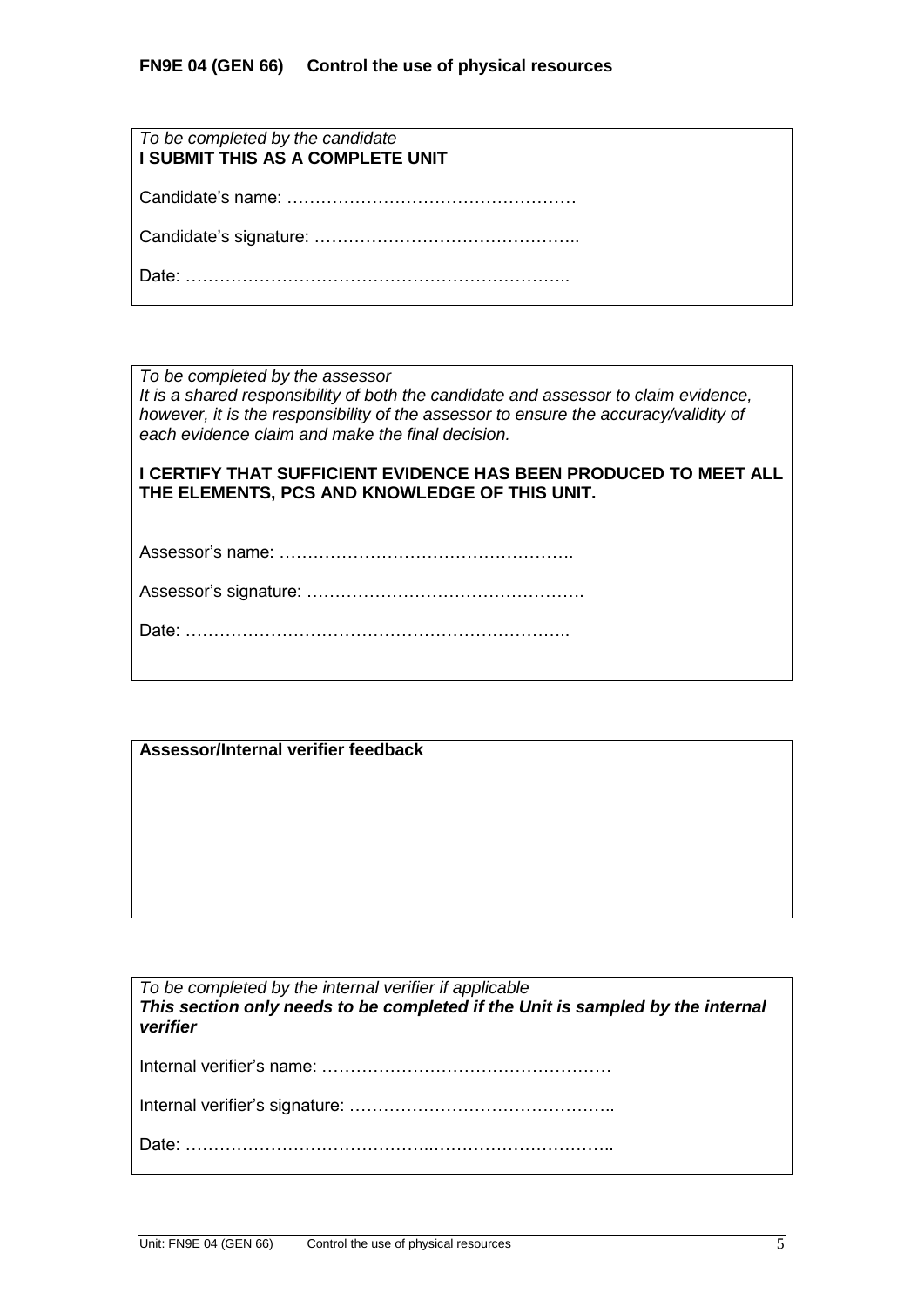**FN9E 04 (GEN 66) Control the use of physical resources**

*To be completed by the candidate*
**I SUBMIT THIS AS A COMPLETE UNIT**

Candidate's name: ……………………………………………

Candidate's signature: ………………………………………..

Date: …………………………………………………………..

*To be completed by the assessor*
*It is a shared responsibility of both the candidate and assessor to claim evidence, however, it is the responsibility of the assessor to ensure the accuracy/validity of each evidence claim and make the final decision.*

**I CERTIFY THAT SUFFICIENT EVIDENCE HAS BEEN PRODUCED TO MEET ALL THE ELEMENTS, PCS AND KNOWLEDGE OF THIS UNIT.**

Assessor's name: …………………………………………….

Assessor's signature: ………………………………………….

Date: …………………………………………………………..

**Assessor/Internal verifier feedback**

*To be completed by the internal verifier if applicable*
***This section only needs to be completed if the Unit is sampled by the internal verifier***

Internal verifier's name: ……………………………………………

Internal verifier's signature: ………………………………………..

Date: …………………………………..…………………………..